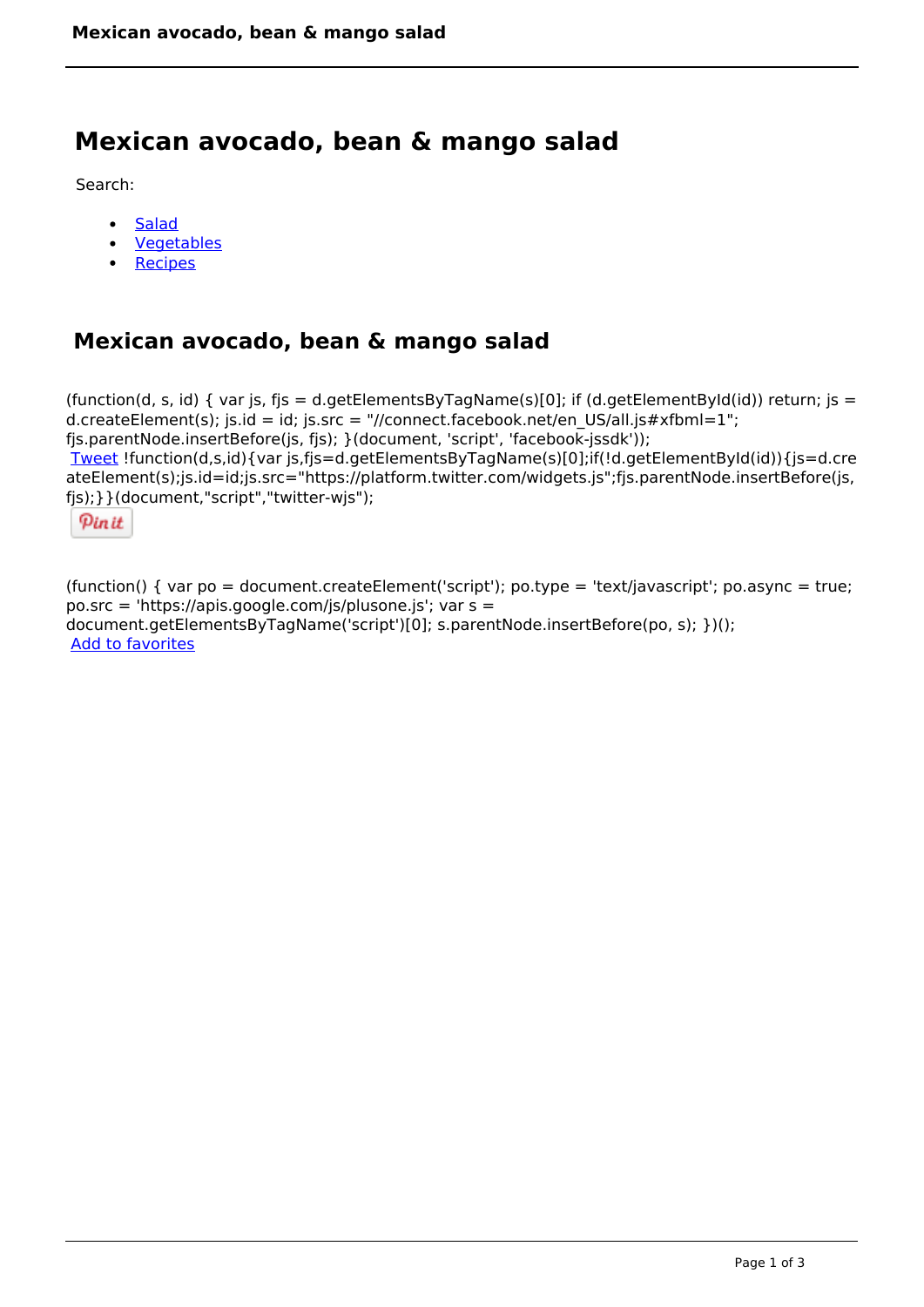# Mexican avocado, bean & mango salad

Search:

- Salad
- Vegetables
- Recipes

## Mexican avocado, bean & mango salad

(function(d, s, id) { var js, fjs = d.getElementsByTagName(s)[0]; if (d.getElementById(id)) return; js = d.createElement(s); js.id = id; js.src = "//connect.facebook.net/en_US/all.js#xfbml=1"; fjs.parentNode.insertBefore(js, fjs); }(document, 'script', 'facebook-jssdk'));
Tweet !function(d,s,id){var js,fjs=d.getElementsByTagName(s)[0];if(!d.getElementById(id)){js=d.createElement(s);js.id=id;js.src="https://platform.twitter.com/widgets.js";fjs.parentNode.insertBefore(js,fjs);}}(document,"script","twitter-wjs");
Pin it

(function() { var po = document.createElement('script'); po.type = 'text/javascript'; po.async = true; po.src = 'https://apis.google.com/js/plusone.js'; var s = document.getElementsByTagName('script')[0]; s.parentNode.insertBefore(po, s); })();
Add to favorites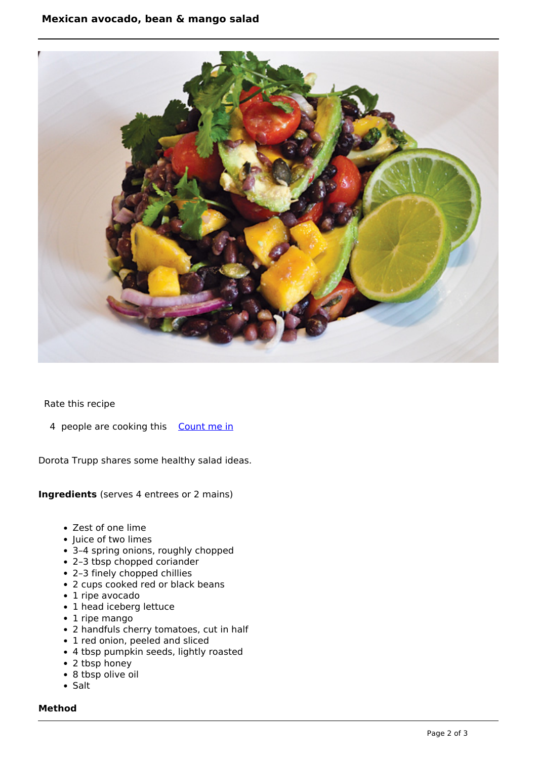# Mexican avocado, bean & mango salad

Rate this recipe

4 people are cooking this [Count me in]

Dorota Trupp shares some healthy salad ideas.

**Ingredients** (serves 4 entrees or 2 mains)

- Zest of one lime
- Juice of two limes
- 3–4 spring onions, roughly chopped
- 2–3 tbsp chopped coriander
- 2–3 finely chopped chillies
- 2 cups cooked red or black beans
- 1 ripe avocado
- 1 head iceberg lettuce
- 1 ripe mango
- 2 handfuls cherry tomatoes, cut in half
- 1 red onion, peeled and sliced
- 4 tbsp pumpkin seeds, lightly roasted
- 2 tbsp honey
- 8 tbsp olive oil
- Salt

**Method**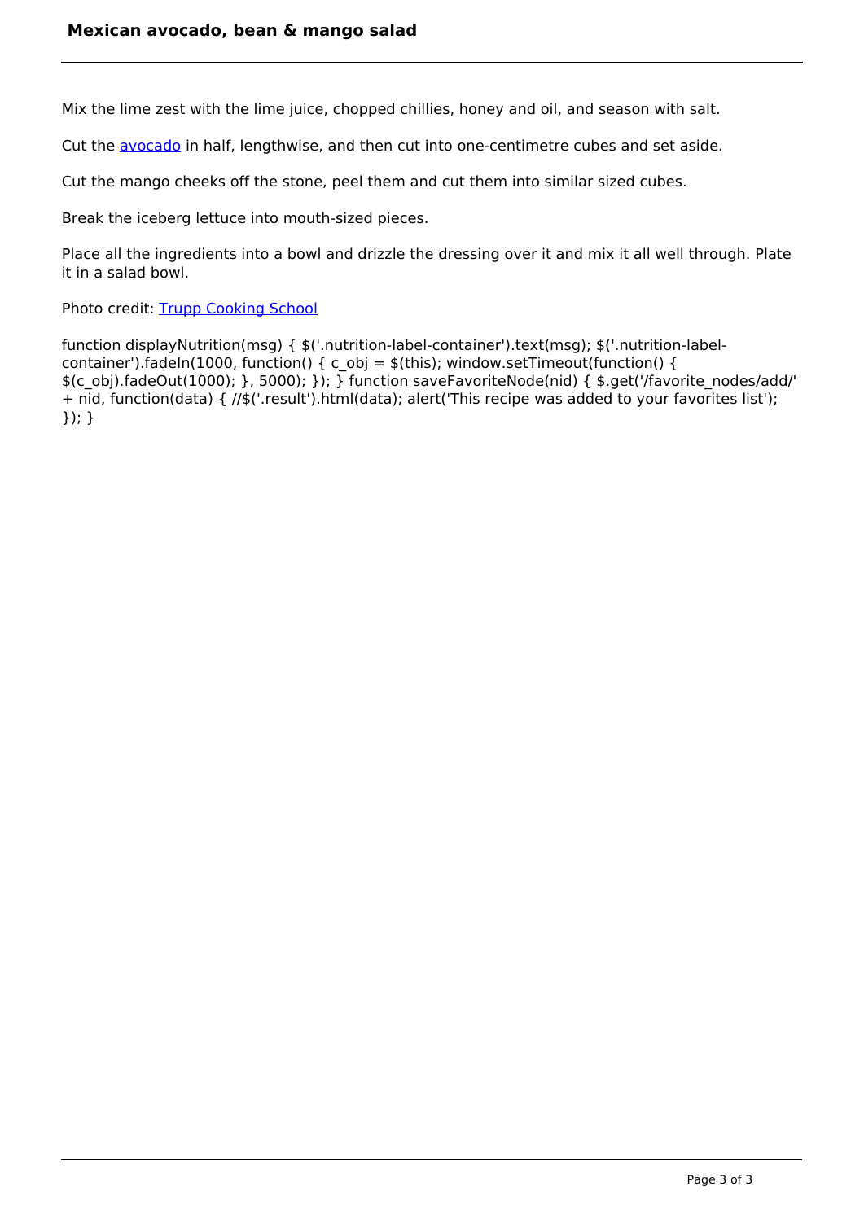Mix the lime zest with the lime juice, chopped chillies, honey and oil, and season with salt.

Cut the avocado in half, lengthwise, and then cut into one-centimetre cubes and set aside.

Cut the mango cheeks off the stone, peel them and cut them into similar sized cubes.

Break the iceberg lettuce into mouth-sized pieces.

Place all the ingredients into a bowl and drizzle the dressing over it and mix it all well through. Plate it in a salad bowl.

Photo credit: Trupp Cooking School

```
function displayNutrition(msg) { $('.nutrition-label-container').text(msg); $('.nutrition-label-container').fadeIn(1000, function() { c_obj = $(this); window.setTimeout(function() { $(c_obj).fadeOut(1000); }, 5000); }); } function saveFavoriteNode(nid) { $.get('/favorite_nodes/add/' + nid, function(data) { //$('.result').html(data); alert('This recipe was added to your favorites list'); }); }
```